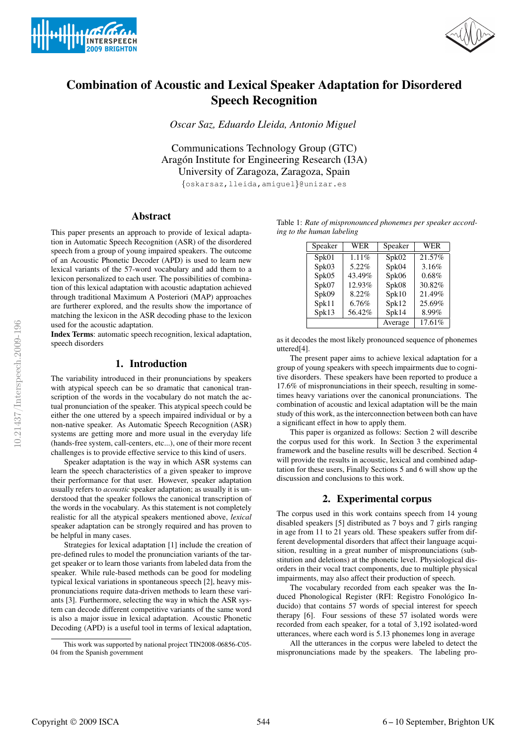# Combination of Acoustic and Lexical Speaker Adaptation for Disordered Speech Recognition

*Oscar Saz, Eduardo Lleida, Antonio Miguel*

Communications Technology Group (GTC)
Aragón Institute for Engineering Research (I3A)
University of Zaragoza, Zaragoza, Spain

{oskarsaz,lleida,amiguel}@unizar.es

## Abstract

This paper presents an approach to provide of lexical adaptation in Automatic Speech Recognition (ASR) of the disordered speech from a group of young impaired speakers. The outcome of an Acoustic Phonetic Decoder (APD) is used to learn new lexical variants of the 57-word vocabulary and add them to a lexicon personalized to each user. The possibilities of combination of this lexical adaptation with acoustic adaptation achieved through traditional Maximum A Posteriori (MAP) approaches are furtherer explored, and the results show the importance of matching the lexicon in the ASR decoding phase to the lexicon used for the acoustic adaptation.

**Index Terms**: automatic speech recognition, lexical adaptation, speech disorders

## 1. Introduction

The variability introduced in their pronunciations by speakers with atypical speech can be so dramatic that canonical transcription of the words in the vocabulary do not match the actual pronunciation of the speaker. This atypical speech could be either the one uttered by a speech impaired individual or by a non-native speaker. As Automatic Speech Recognition (ASR) systems are getting more and more usual in the everyday life (hands-free system, call-centers, etc...), one of their more recent challenges is to provide effective service to this kind of users.

Speaker adaptation is the way in which ASR systems can learn the speech characteristics of a given speaker to improve their performance for that user. However, speaker adaptation usually refers to *acoustic* speaker adaptation; as usually it is understood that the speaker follows the canonical transcription of the words in the vocabulary. As this statement is not completely realistic for all the atypical speakers mentioned above, *lexical* speaker adaptation can be strongly required and has proven to be helpful in many cases.

Strategies for lexical adaptation [1] include the creation of pre-defined rules to model the pronunciation variants of the target speaker or to learn those variants from labeled data from the speaker. While rule-based methods can be good for modeling typical lexical variations in spontaneous speech [2], heavy mispronunciations require data-driven methods to learn these variants [3]. Furthermore, selecting the way in which the ASR system can decode different competitive variants of the same word is also a major issue in lexical adaptation. Acoustic Phonetic Decoding (APD) is a useful tool in terms of lexical adaptation, as it decodes the most likely pronounced sequence of phonemes uttered[4].

The present paper aims to achieve lexical adaptation for a group of young speakers with speech impairments due to cognitive disorders. These speakers have been reported to produce a 17.6% of mispronunciations in their speech, resulting in sometimes heavy variations over the canonical pronunciations. The combination of acoustic and lexical adaptation will be the main study of this work, as the interconnection between both can have a significant effect in how to apply them.

This paper is organized as follows: Section 2 will describe the corpus used for this work. In Section 3 the experimental framework and the baseline results will be described. Section 4 will provide the results in acoustic, lexical and combined adaptation for these users, Finally Sections 5 and 6 will show up the discussion and conclusions to this work.

Table 1: *Rate of mispronounced phonemes per speaker according to the human labeling*

| Speaker | WER | Speaker | WER |
|---|---|---|---|
| Spk01 | 1.11% | Spk02 | 21.57% |
| Spk03 | 5.22% | Spk04 | 3.16% |
| Spk05 | 43.49% | Spk06 | 0.68% |
| Spk07 | 12.93% | Spk08 | 30.82% |
| Spk09 | 8.22% | Spk10 | 21.49% |
| Spk11 | 6.76% | Spk12 | 25.69% |
| Spk13 | 56.42% | Spk14 | 8.99% |
| | | Average | 17.61% |

## 2. Experimental corpus

The corpus used in this work contains speech from 14 young disabled speakers [5] distributed as 7 boys and 7 girls ranging in age from 11 to 21 years old. These speakers suffer from different developmental disorders that affect their language acquisition, resulting in a great number of mispronunciations (substitution and deletions) at the phonetic level. Physiological disorders in their vocal tract components, due to multiple physical impairments, may also affect their production of speech.

The vocabulary recorded from each speaker was the Induced Phonological Register (RFI: Registro Fonológico Inducido) that contains 57 words of special interest for speech therapy [6]. Four sessions of these 57 isolated words were recorded from each speaker, for a total of 3,192 isolated-word utterances, where each word is 5.13 phonemes long in average

All the utterances in the corpus were labeled to detect the mispronunciations made by the speakers. The labeling pro-

This work was supported by national project TIN2008-06856-C05-04 from the Spanish government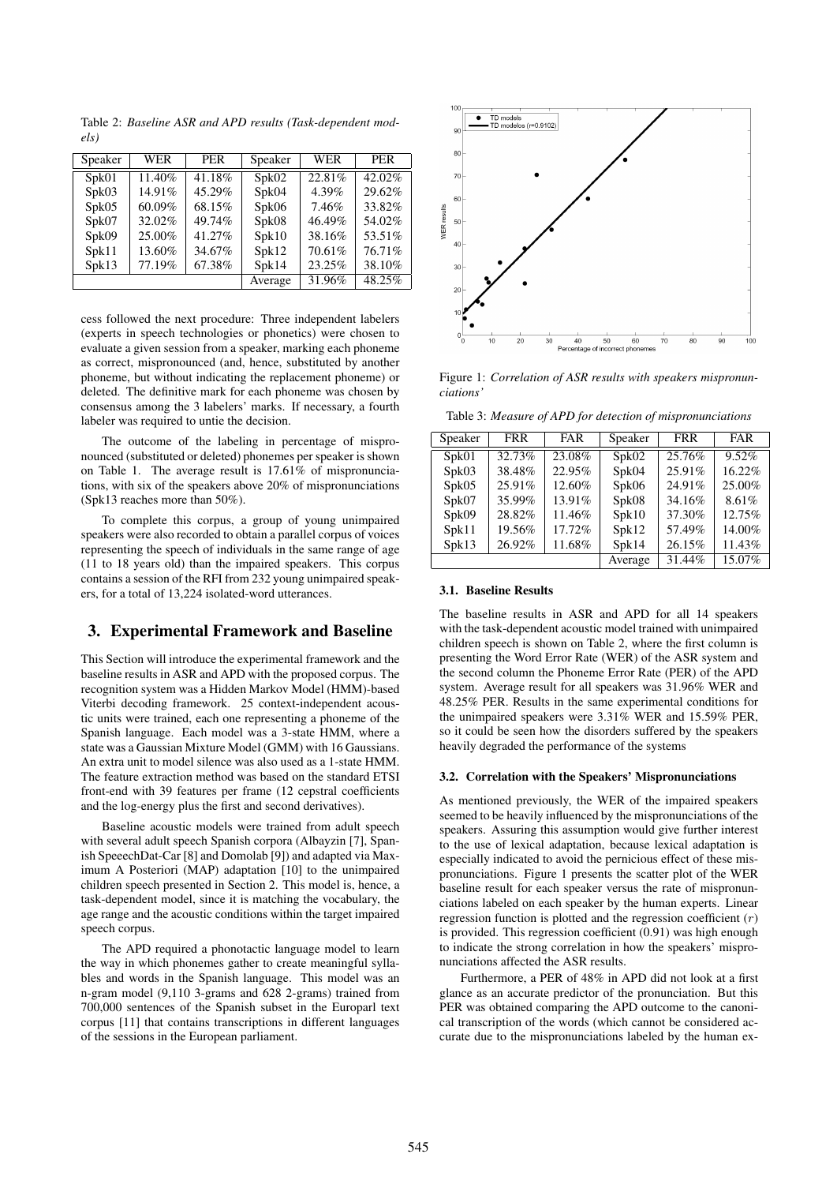Table 2: *Baseline ASR and APD results (Task-dependent models)*

| Speaker | WER | PER | Speaker | WER | PER |
|---|---|---|---|---|---|
| Spk01 | 11.40% | 41.18% | Spk02 | 22.81% | 42.02% |
| Spk03 | 14.91% | 45.29% | Spk04 | 4.39% | 29.62% |
| Spk05 | 60.09% | 68.15% | Spk06 | 7.46% | 33.82% |
| Spk07 | 32.02% | 49.74% | Spk08 | 46.49% | 54.02% |
| Spk09 | 25.00% | 41.27% | Spk10 | 38.16% | 53.51% |
| Spk11 | 13.60% | 34.67% | Spk12 | 70.61% | 76.71% |
| Spk13 | 77.19% | 67.38% | Spk14 | 23.25% | 38.10% |
| | | | Average | 31.96% | 48.25% |

cess followed the next procedure: Three independent labelers (experts in speech technologies or phonetics) were chosen to evaluate a given session from a speaker, marking each phoneme as correct, mispronounced (and, hence, substituted by another phoneme, but without indicating the replacement phoneme) or deleted. The definitive mark for each phoneme was chosen by consensus among the 3 labelers' marks. If necessary, a fourth labeler was required to untie the decision.

The outcome of the labeling in percentage of mispronounced (substituted or deleted) phonemes per speaker is shown on Table 1. The average result is 17.61% of mispronunciations, with six of the speakers above 20% of mispronunciations (Spk13 reaches more than 50%).

To complete this corpus, a group of young unimpaired speakers were also recorded to obtain a parallel corpus of voices representing the speech of individuals in the same range of age (11 to 18 years old) than the impaired speakers. This corpus contains a session of the RFI from 232 young unimpaired speakers, for a total of 13,224 isolated-word utterances.

## 3. Experimental Framework and Baseline

This Section will introduce the experimental framework and the baseline results in ASR and APD with the proposed corpus. The recognition system was a Hidden Markov Model (HMM)-based Viterbi decoding framework. 25 context-independent acoustic units were trained, each one representing a phoneme of the Spanish language. Each model was a 3-state HMM, where a state was a Gaussian Mixture Model (GMM) with 16 Gaussians. An extra unit to model silence was also used as a 1-state HMM. The feature extraction method was based on the standard ETSI front-end with 39 features per frame (12 cepstral coefficients and the log-energy plus the first and second derivatives).

Baseline acoustic models were trained from adult speech with several adult speech Spanish corpora (Albayzin [7], Spanish SpeeechDat-Car [8] and Domolab [9]) and adapted via Maximum A Posteriori (MAP) adaptation [10] to the unimpaired children speech presented in Section 2. This model is, hence, a task-dependent model, since it is matching the vocabulary, the age range and the acoustic conditions within the target impaired speech corpus.

The APD required a phonotactic language model to learn the way in which phonemes gather to create meaningful syllables and words in the Spanish language. This model was an n-gram model (9,110 3-grams and 628 2-grams) trained from 700,000 sentences of the Spanish subset in the Europarl text corpus [11] that contains transcriptions in different languages of the sessions in the European parliament.

Figure 1: *Correlation of ASR results with speakers mispronunciations'*

Table 3: *Measure of APD for detection of mispronunciations*

| Speaker | FRR | FAR | Speaker | FRR | FAR |
|---|---|---|---|---|---|
| Spk01 | 32.73% | 23.08% | Spk02 | 25.76% | 9.52% |
| Spk03 | 38.48% | 22.95% | Spk04 | 25.91% | 16.22% |
| Spk05 | 25.91% | 12.60% | Spk06 | 24.91% | 25.00% |
| Spk07 | 35.99% | 13.91% | Spk08 | 34.16% | 8.61% |
| Spk09 | 28.82% | 11.46% | Spk10 | 37.30% | 12.75% |
| Spk11 | 19.56% | 17.72% | Spk12 | 57.49% | 14.00% |
| Spk13 | 26.92% | 11.68% | Spk14 | 26.15% | 11.43% |
| | | | Average | 31.44% | 15.07% |

### 3.1. Baseline Results

The baseline results in ASR and APD for all 14 speakers with the task-dependent acoustic model trained with unimpaired children speech is shown on Table 2, where the first column is presenting the Word Error Rate (WER) of the ASR system and the second column the Phoneme Error Rate (PER) of the APD system. Average result for all speakers was 31.96% WER and 48.25% PER. Results in the same experimental conditions for the unimpaired speakers were 3.31% WER and 15.59% PER, so it could be seen how the disorders suffered by the speakers heavily degraded the performance of the systems

### 3.2. Correlation with the Speakers' Mispronunciations

As mentioned previously, the WER of the impaired speakers seemed to be heavily influenced by the mispronunciations of the speakers. Assuring this assumption would give further interest to the use of lexical adaptation, because lexical adaptation is especially indicated to avoid the pernicious effect of these mispronunciations. Figure 1 presents the scatter plot of the WER baseline result for each speaker versus the rate of mispronunciations labeled on each speaker by the human experts. Linear regression function is plotted and the regression coefficient ($r$) is provided. This regression coefficient (0.91) was high enough to indicate the strong correlation in how the speakers' mispronunciations affected the ASR results.

Furthermore, a PER of 48% in APD did not look at a first glance as an accurate predictor of the pronunciation. But this PER was obtained comparing the APD outcome to the canonical transcription of the words (which cannot be considered accurate due to the mispronunciations labeled by the human ex-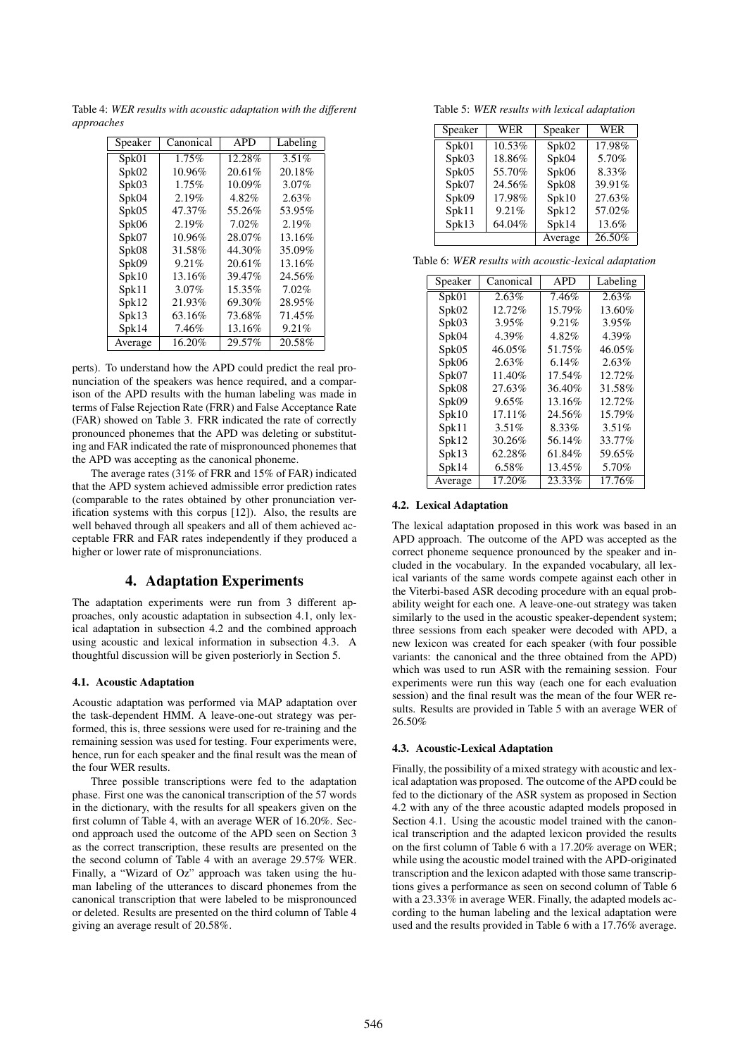Table 4: *WER results with acoustic adaptation with the different approaches*

| Speaker | Canonical | APD | Labeling |
|---|---|---|---|
| Spk01 | 1.75% | 12.28% | 3.51% |
| Spk02 | 10.96% | 20.61% | 20.18% |
| Spk03 | 1.75% | 10.09% | 3.07% |
| Spk04 | 2.19% | 4.82% | 2.63% |
| Spk05 | 47.37% | 55.26% | 53.95% |
| Spk06 | 2.19% | 7.02% | 2.19% |
| Spk07 | 10.96% | 28.07% | 13.16% |
| Spk08 | 31.58% | 44.30% | 35.09% |
| Spk09 | 9.21% | 20.61% | 13.16% |
| Spk10 | 13.16% | 39.47% | 24.56% |
| Spk11 | 3.07% | 15.35% | 7.02% |
| Spk12 | 21.93% | 69.30% | 28.95% |
| Spk13 | 63.16% | 73.68% | 71.45% |
| Spk14 | 7.46% | 13.16% | 9.21% |
| Average | 16.20% | 29.57% | 20.58% |

perts). To understand how the APD could predict the real pronunciation of the speakers was hence required, and a comparison of the APD results with the human labeling was made in terms of False Rejection Rate (FRR) and False Acceptance Rate (FAR) showed on Table 3. FRR indicated the rate of correctly pronounced phonemes that the APD was deleting or substituting and FAR indicated the rate of mispronounced phonemes that the APD was accepting as the canonical phoneme.

The average rates (31% of FRR and 15% of FAR) indicated that the APD system achieved admissible error prediction rates (comparable to the rates obtained by other pronunciation verification systems with this corpus [12]). Also, the results are well behaved through all speakers and all of them achieved acceptable FRR and FAR rates independently if they produced a higher or lower rate of mispronunciations.

## 4. Adaptation Experiments

The adaptation experiments were run from 3 different approaches, only acoustic adaptation in subsection 4.1, only lexical adaptation in subsection 4.2 and the combined approach using acoustic and lexical information in subsection 4.3. A thoughtful discussion will be given posteriorly in Section 5.

### 4.1. Acoustic Adaptation

Acoustic adaptation was performed via MAP adaptation over the task-dependent HMM. A leave-one-out strategy was performed, this is, three sessions were used for re-training and the remaining session was used for testing. Four experiments were, hence, run for each speaker and the final result was the mean of the four WER results.

Three possible transcriptions were fed to the adaptation phase. First one was the canonical transcription of the 57 words in the dictionary, with the results for all speakers given on the first column of Table 4, with an average WER of 16.20%. Second approach used the outcome of the APD seen on Section 3 as the correct transcription, these results are presented on the the second column of Table 4 with an average 29.57% WER. Finally, a "Wizard of Oz" approach was taken using the human labeling of the utterances to discard phonemes from the canonical transcription that were labeled to be mispronounced or deleted. Results are presented on the third column of Table 4 giving an average result of 20.58%.

Table 5: *WER results with lexical adaptation*

| Speaker | WER | Speaker | WER |
|---|---|---|---|
| Spk01 | 10.53% | Spk02 | 17.98% |
| Spk03 | 18.86% | Spk04 | 5.70% |
| Spk05 | 55.70% | Spk06 | 8.33% |
| Spk07 | 24.56% | Spk08 | 39.91% |
| Spk09 | 17.98% | Spk10 | 27.63% |
| Spk11 | 9.21% | Spk12 | 57.02% |
| Spk13 | 64.04% | Spk14 | 13.6% |
| | | Average | 26.50% |

Table 6: *WER results with acoustic-lexical adaptation*

| Speaker | Canonical | APD | Labeling |
|---|---|---|---|
| Spk01 | 2.63% | 7.46% | 2.63% |
| Spk02 | 12.72% | 15.79% | 13.60% |
| Spk03 | 3.95% | 9.21% | 3.95% |
| Spk04 | 4.39% | 4.82% | 4.39% |
| Spk05 | 46.05% | 51.75% | 46.05% |
| Spk06 | 2.63% | 6.14% | 2.63% |
| Spk07 | 11.40% | 17.54% | 12.72% |
| Spk08 | 27.63% | 36.40% | 31.58% |
| Spk09 | 9.65% | 13.16% | 12.72% |
| Spk10 | 17.11% | 24.56% | 15.79% |
| Spk11 | 3.51% | 8.33% | 3.51% |
| Spk12 | 30.26% | 56.14% | 33.77% |
| Spk13 | 62.28% | 61.84% | 59.65% |
| Spk14 | 6.58% | 13.45% | 5.70% |
| Average | 17.20% | 23.33% | 17.76% |

### 4.2. Lexical Adaptation

The lexical adaptation proposed in this work was based in an APD approach. The outcome of the APD was accepted as the correct phoneme sequence pronounced by the speaker and included in the vocabulary. In the expanded vocabulary, all lexical variants of the same words compete against each other in the Viterbi-based ASR decoding procedure with an equal probability weight for each one. A leave-one-out strategy was taken similarly to the used in the acoustic speaker-dependent system; three sessions from each speaker were decoded with APD, a new lexicon was created for each speaker (with four possible variants: the canonical and the three obtained from the APD) which was used to run ASR with the remaining session. Four experiments were run this way (each one for each evaluation session) and the final result was the mean of the four WER results. Results are provided in Table 5 with an average WER of 26.50%

### 4.3. Acoustic-Lexical Adaptation

Finally, the possibility of a mixed strategy with acoustic and lexical adaptation was proposed. The outcome of the APD could be fed to the dictionary of the ASR system as proposed in Section 4.2 with any of the three acoustic adapted models proposed in Section 4.1. Using the acoustic model trained with the canonical transcription and the adapted lexicon provided the results on the first column of Table 6 with a 17.20% average on WER; while using the acoustic model trained with the APD-originated transcription and the lexicon adapted with those same transcriptions gives a performance as seen on second column of Table 6 with a 23.33% in average WER. Finally, the adapted models according to the human labeling and the lexical adaptation were used and the results provided in Table 6 with a 17.76% average.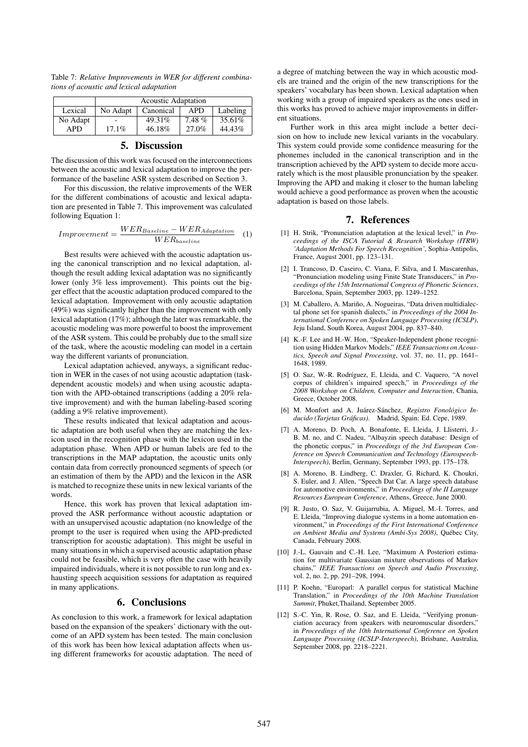Table 7: *Relative Improvements in WER for different combinations of acoustic and lexical adaptation*

| | Acoustic Adaptation | | | |
|---|---|---|---|---|
| Lexical | No Adapt | Canonical | APD | Labeling |
| No Adapt | - | 49.31% | 7.48 % | 35.61% |
| APD | 17.1% | 46.18% | 27.0% | 44.43% |

## 5. Discussion

The discussion of this work was focused on the interconnections between the acoustic and lexical adaptation to improve the performance of the baseline ASR system described on Section 3.

For this discussion, the relative improvements of the WER for the different combinations of acoustic and lexical adaptation are presented in Table 7. This improvement was calculated following Equation 1:

$$Improvement = \frac{WER_{Baseline} - WER_{Adaptation}}{WER_{baseline}} \quad (1)$$

Best results were achieved with the acoustic adaptation using the canonical transcription and no lexical adaptation, although the result adding lexical adaptation was no significantly lower (only 3% less improvement). This points out the bigger effect that the acoustic adaptation produced compared to the lexical adaptation. Improvement with only acoustic adaptation (49%) was significantly higher than the improvement with only lexical adaptation (17%); although the later was remarkable, the acoustic modeling was more powerful to boost the improvement of the ASR system. This could be probably due to the small size of the task, where the acoustic modeling can model in a certain way the different variants of pronunciation.

Lexical adaptation achieved, anyways, a significant reduction in WER in the cases of not using acoustic adaptation (task-dependent acoustic models) and when using acoustic adaptation with the APD-obtained transcriptions (adding a 20% relative improvement) and with the human labeling-based scoring (adding a 9% relative improvement).

These results indicated that lexical adaptation and acoustic adaptation are both useful when they are matching the lexicon used in the recognition phase with the lexicon used in the adaptation phase. When APD or human labels are fed to the transcriptions in the MAP adaptation, the acoustic units only contain data from correctly pronounced segments of speech (or an estimation of them by the APD) and the lexicon in the ASR is matched to recognize these units in new lexical variants of the words.

Hence, this work has proven that lexical adaptation improved the ASR performance without acoustic adaptation or with an unsupervised acoustic adaptation (no knowledge of the prompt to the user is required when using the APD-predicted transcription for acoustic adaptation). This might be useful in many situations in which a supervised acoustic adaptation phase could not be feasible, which is very often the case with heavily impaired individuals, where it is not possible to run long and exhausting speech acquisition sessions for adaptation as required in many applications.

## 6. Conclusions

As conclusion to this work, a framework for lexical adaptation based on the expansion of the speakers' dictionary with the outcome of an APD system has been tested. The main conclusion of this work has been how lexical adaptation affects when using different frameworks for acoustic adaptation. The need of a degree of matching between the way in which acoustic models are trained and the origin of the new transcriptions for the speakers' vocabulary has been shown. Lexical adaptation when working with a group of impaired speakers as the ones used in this works has proved to achieve major improvements in different situations.

Further work in this area might include a better decision on how to include new lexical variants in the vocabulary. This system could provide some confidence measuring for the phonemes included in the canonical transcription and in the transcription achieved by the APD system to decide more accurately which is the most plausible pronunciation by the speaker. Improving the APD and making it closer to the human labeling would achieve a good performance as proven when the acoustic adaptation is based on those labels.

## 7. References

[1] H. Strik, "Pronunciation adaptation at the lexical level," in *Proceedings of the ISCA Tutorial & Research Workshop (ITRW) 'Adaptation Methods For Speech Recognition'*, Sophia-Antipolis, France, August 2001, pp. 123–131.

[2] I. Trancoso, D. Caseiro, C. Viana, F. Silva, and I. Mascarenhas, "Pronunciation modeling using Finite State Transducers," in *Proceedings of the 15th International Congress of Phonetic Sciences*, Barcelona, Spain, September 2003, pp. 1249–1252.

[3] M. Caballero, A. Mariño, A. Nogueiras, "Data driven multidialectal phone set for spanish dialects," in *Proceedings of the 2004 International Conference on Spoken Language Processing (ICSLP)*, Jeju Island, South Korea, August 2004, pp. 837–840.

[4] K.-F. Lee and H.-W. Hon, "Speaker-Independent phone recognition using Hidden Markov Models," *IEEE Transactions on Acoustics, Speech and Signal Processing*, vol. 37, no. 11, pp. 1641–1648, 1989.

[5] O. Saz, W.-R. Rodríguez, E. Lleida, and C. Vaquero, "A novel corpus of children's impaired speech," in *Proceedings of the 2008 Workshop on Children, Computer and Interaction*, Chania, Greece, October 2008.

[6] M. Monfort and A. Juárez-Sánchez, *Registro Fonológico Inducido (Tarjetas Gráficas)*. Madrid, Spain: Ed. Cepe, 1989.

[7] A. Moreno, D. Poch, A. Bonafonte, E. Lleida, J. Llisterri, J.-B. M. no, and C. Nadeu, "Albayzin speech database: Design of the phonetic corpus," in *Proceedings of the 3rd European Conference on Speech Communication and Technology (Eurospeech-Interspeech)*, Berlin, Germany, September 1993, pp. 175–178.

[8] A. Moreno, B. Lindberg, C. Draxler, G. Richard, K. Choukri, S. Euler, and J. Allen, "Speech Dat Car. A large speech database for automotive environments," in *Proceedings of the II Language Resources European Conference*, Athens, Greece, June 2000.

[9] R. Justo, O. Saz, V. Guijarrubia, A. Miguel, M.-I. Torres, and E. Lleida, "Improving dialogue systems in a home automation environment," in *Proceedings of the First International Conference on Ambient Media and Systems (Ambi-Sys 2008)*, Québec City, Canada, February 2008.

[10] J.-L. Gauvain and C.-H. Lee, "Maximum A Posteriori estimation for multivariate Gaussian mixture observations of Markov chains," *IEEE Transactions on Speech and Audio Processing*, vol. 2, no. 2, pp. 291–298, 1994.

[11] P. Koehn, "Europarl: A parallel corpus for statistical Machine Translation," in *Proceedings of the 10th Machine Translation Summit*, Phuket,Thailand, September 2005.

[12] S.-C. Yin, R. Rose, O. Saz, and E. Lleida, "Verifying pronunciation accuracy from speakers with neuromuscular disorders," in *Proceedings of the 10th International Conference on Spoken Language Processing (ICSLP-Interspeech)*, Brisbane, Australia, September 2008, pp. 2218–2221.